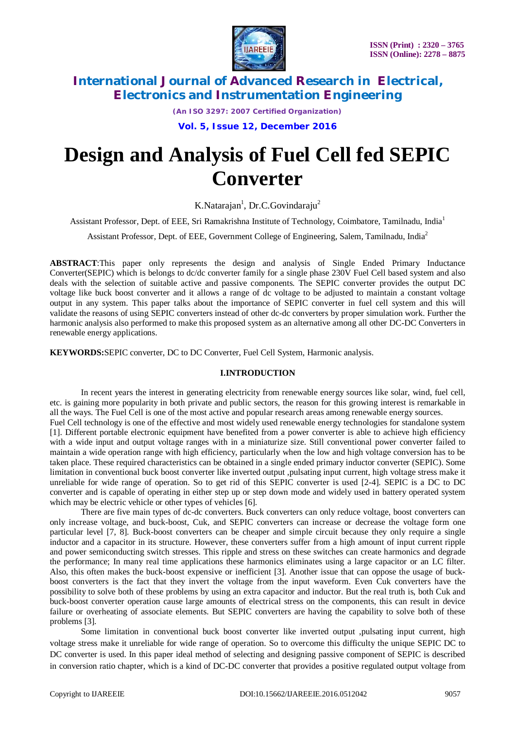# Design and Analysis of Fuel Cell fed SEPIC Converter

K.Natarajan[1], Dr.C.Govindaraju[2]

Assistant Professor, Dept. of EEE, Sri Ramakrishna Institute of Technology, Coimbatore, Tamilnadu, India[1]

Assistant Professor, Dept. of EEE, Government College of Engineering, Salem, Tamilnadu, India[2]

**ABSTRACT**:This paper only represents the design and analysis of Single Ended Primary Inductance Converter(SEPIC) which is belongs to dc/dc converter family for a single phase 230V Fuel Cell based system and also deals with the selection of suitable active and passive components. The SEPIC converter provides the output DC voltage like buck boost converter and it allows a range of dc voltage to be adjusted to maintain a constant voltage output in any system. This paper talks about the importance of SEPIC converter in fuel cell system and this will validate the reasons of using SEPIC converters instead of other dc-dc converters by proper simulation work. Further the harmonic analysis also performed to make this proposed system as an alternative among all other DC-DC Converters in renewable energy applications.

**KEYWORDS:**SEPIC converter, DC to DC Converter, Fuel Cell System, Harmonic analysis.

## I.INTRODUCTION

In recent years the interest in generating electricity from renewable energy sources like solar, wind, fuel cell, etc. is gaining more popularity in both private and public sectors, the reason for this growing interest is remarkable in all the ways. The Fuel Cell is one of the most active and popular research areas among renewable energy sources.

Fuel Cell technology is one of the effective and most widely used renewable energy technologies for standalone system [1]. Different portable electronic equipment have benefited from a power converter is able to achieve high efficiency with a wide input and output voltage ranges with in a miniaturize size. Still conventional power converter failed to maintain a wide operation range with high efficiency, particularly when the low and high voltage conversion has to be taken place. These required characteristics can be obtained in a single ended primary inductor converter (SEPIC). Some limitation in conventional buck boost converter like inverted output ,pulsating input current, high voltage stress make it unreliable for wide range of operation. So to get rid of this SEPIC converter is used [2-4]. SEPIC is a DC to DC converter and is capable of operating in either step up or step down mode and widely used in battery operated system which may be electric vehicle or other types of vehicles [6].

There are five main types of dc-dc converters. Buck converters can only reduce voltage, boost converters can only increase voltage, and buck-boost, Cuk, and SEPIC converters can increase or decrease the voltage form one particular level [7, 8]. Buck-boost converters can be cheaper and simple circuit because they only require a single inductor and a capacitor in its structure. However, these converters suffer from a high amount of input current ripple and power semiconducting switch stresses. This ripple and stress on these switches can create harmonics and degrade the performance; In many real time applications these harmonics eliminates using a large capacitor or an LC filter. Also, this often makes the buck-boost expensive or inefficient [3]. Another issue that can oppose the usage of buck-boost converters is the fact that they invert the voltage from the input waveform. Even Cuk converters have the possibility to solve both of these problems by using an extra capacitor and inductor. But the real truth is, both Cuk and buck-boost converter operation cause large amounts of electrical stress on the components, this can result in device failure or overheating of associate elements. But SEPIC converters are having the capability to solve both of these problems [3].

Some limitation in conventional buck boost converter like inverted output ,pulsating input current, high voltage stress make it unreliable for wide range of operation. So to overcome this difficulty the unique SEPIC DC to DC converter is used. In this paper ideal method of selecting and designing passive component of SEPIC is described in conversion ratio chapter, which is a kind of DC-DC converter that provides a positive regulated output voltage from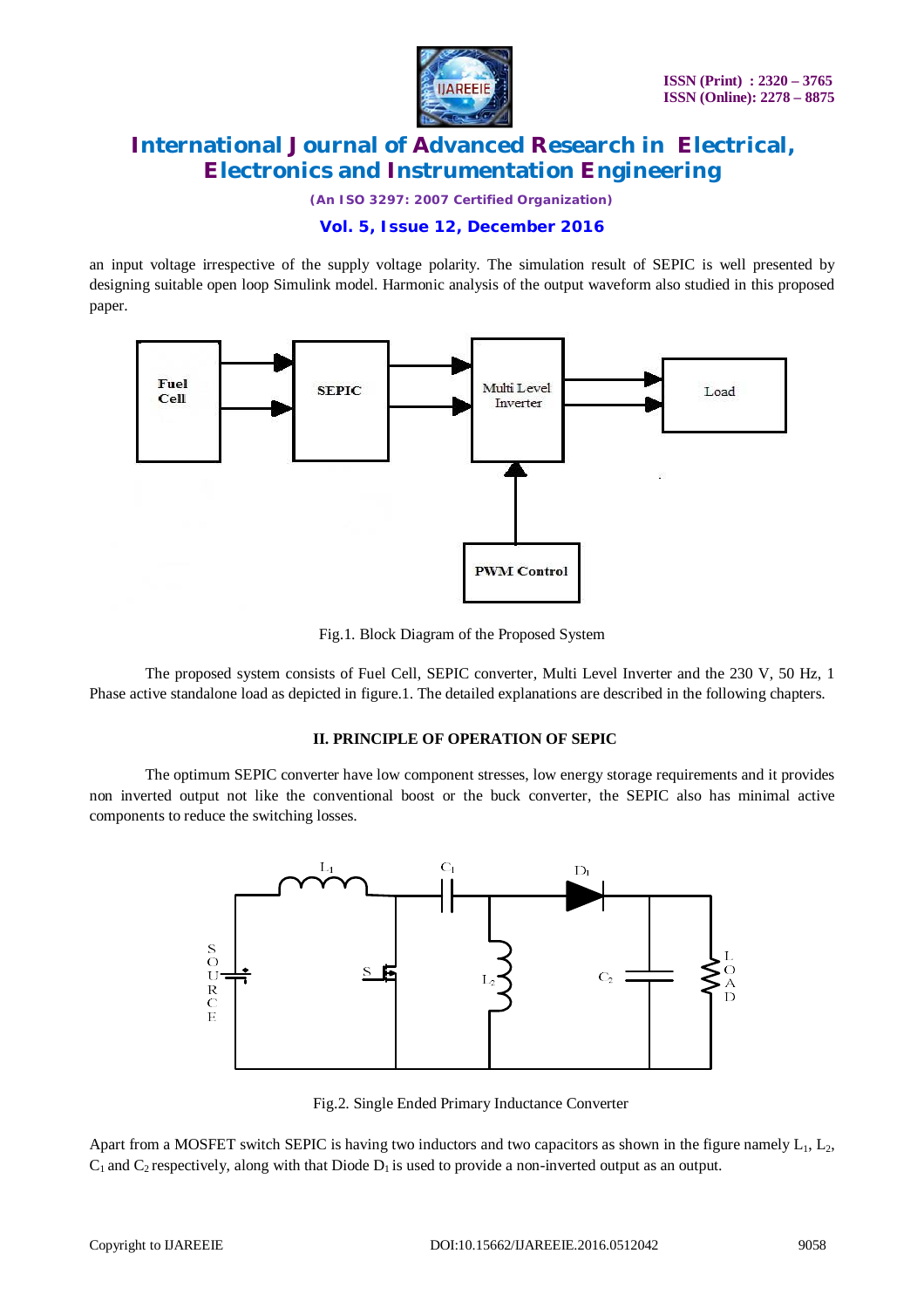an input voltage irrespective of the supply voltage polarity. The simulation result of SEPIC is well presented by designing suitable open loop Simulink model. Harmonic analysis of the output waveform also studied in this proposed paper.

Fig.1. Block Diagram of the Proposed System

The proposed system consists of Fuel Cell, SEPIC converter, Multi Level Inverter and the 230 V, 50 Hz, 1 Phase active standalone load as depicted in figure.1. The detailed explanations are described in the following chapters.

## II. PRINCIPLE OF OPERATION OF SEPIC

The optimum SEPIC converter have low component stresses, low energy storage requirements and it provides non inverted output not like the conventional boost or the buck converter, the SEPIC also has minimal active components to reduce the switching losses.

Fig.2. Single Ended Primary Inductance Converter

Apart from a MOSFET switch SEPIC is having two inductors and two capacitors as shown in the figure namely $L_1$, $L_2$, $C_1$ and $C_2$ respectively, along with that Diode $D_1$ is used to provide a non-inverted output as an output.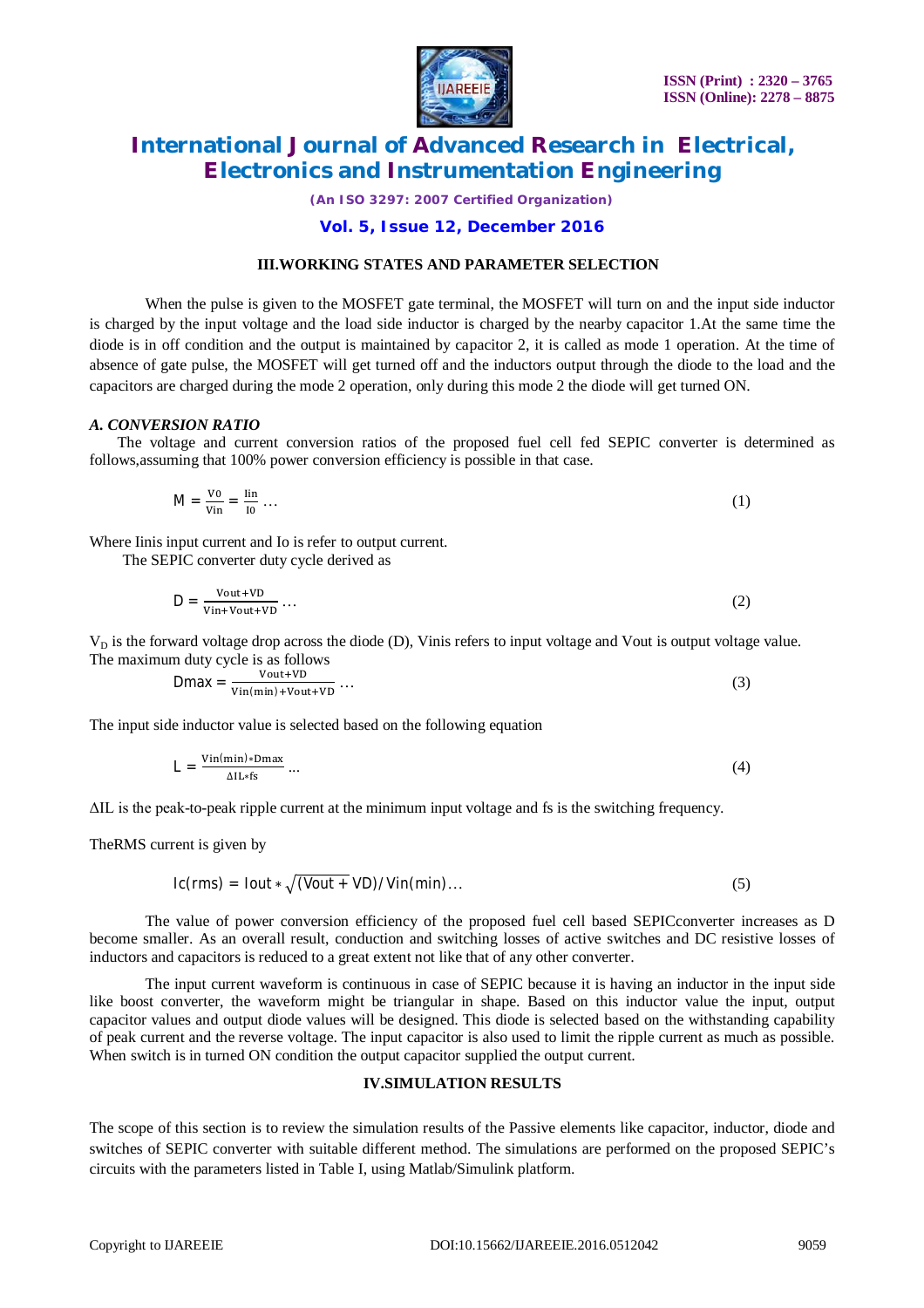## III.WORKING STATES AND PARAMETER SELECTION

When the pulse is given to the MOSFET gate terminal, the MOSFET will turn on and the input side inductor is charged by the input voltage and the load side inductor is charged by the nearby capacitor 1.At the same time the diode is in off condition and the output is maintained by capacitor 2, it is called as mode 1 operation. At the time of absence of gate pulse, the MOSFET will get turned off and the inductors output through the diode to the load and the capacitors are charged during the mode 2 operation, only during this mode 2 the diode will get turned ON.

### *A. CONVERSION RATIO*

The voltage and current conversion ratios of the proposed fuel cell fed SEPIC converter is determined as follows,assuming that 100% power conversion efficiency is possible in that case.

$$M = \frac{V0}{Vin} = \frac{Iin}{I0} \ldots \tag{1}$$

Where Iinis input current and Io is refer to output current.

The SEPIC converter duty cycle derived as

$$D = \frac{Vout + VD}{Vin + Vout + VD} \ldots \tag{2}$$

$V_D$ is the forward voltage drop across the diode (D), Vinis refers to input voltage and Vout is output voltage value.
The maximum duty cycle is as follows

$$Dmax = \frac{Vout + VD}{Vin(min) + Vout + VD} \ldots \tag{3}$$

The input side inductor value is selected based on the following equation

$$L = \frac{Vin(min) * Dmax}{\Delta IL * fs} \ldots \tag{4}$$

ΔIL is the peak-to-peak ripple current at the minimum input voltage and fs is the switching frequency.

TheRMS current is given by

$$Ic(rms) = Iout * \sqrt{(Vout + VD)} / Vin(min) \ldots \tag{5}$$

The value of power conversion efficiency of the proposed fuel cell based SEPICconverter increases as D become smaller. As an overall result, conduction and switching losses of active switches and DC resistive losses of inductors and capacitors is reduced to a great extent not like that of any other converter.

The input current waveform is continuous in case of SEPIC because it is having an inductor in the input side like boost converter, the waveform might be triangular in shape. Based on this inductor value the input, output capacitor values and output diode values will be designed. This diode is selected based on the withstanding capability of peak current and the reverse voltage. The input capacitor is also used to limit the ripple current as much as possible. When switch is in turned ON condition the output capacitor supplied the output current.

## IV.SIMULATION RESULTS

The scope of this section is to review the simulation results of the Passive elements like capacitor, inductor, diode and switches of SEPIC converter with suitable different method. The simulations are performed on the proposed SEPIC's circuits with the parameters listed in Table I, using Matlab/Simulink platform.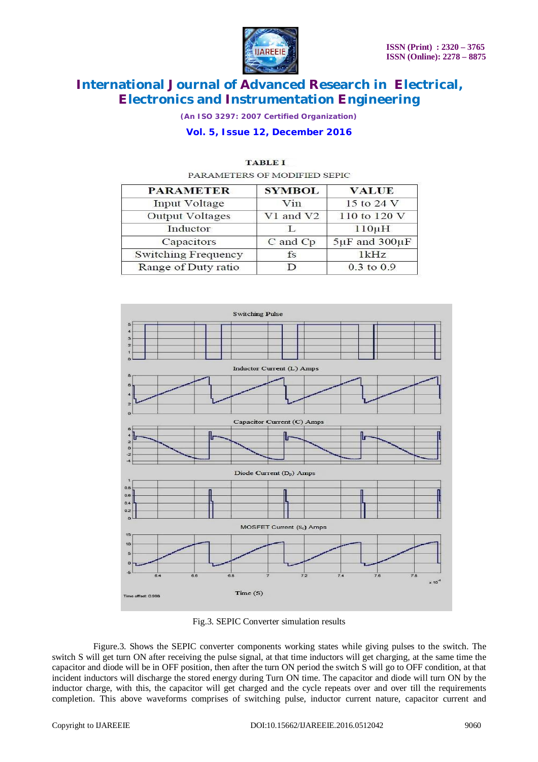**TABLE I**

PARAMETERS OF MODIFIED SEPIC

| PARAMETER | SYMBOL | VALUE |
|---|---|---|
| Input Voltage | Vin | 15 to 24 V |
| Output Voltages | V1 and V2 | 110 to 120 V |
| Inductor | L | 110μH |
| Capacitors | C and Cp | 5μF and 300μF |
| Switching Frequency | fs | 1kHz |
| Range of Duty ratio | D | 0.3 to 0.9 |

Fig.3. SEPIC Converter simulation results

Figure.3. Shows the SEPIC converter components working states while giving pulses to the switch. The switch S will get turn ON after receiving the pulse signal, at that time inductors will get charging, at the same time the capacitor and diode will be in OFF position, then after the turn ON period the switch S will go to OFF condition, at that incident inductors will discharge the stored energy during Turn ON time. The capacitor and diode will turn ON by the inductor charge, with this, the capacitor will get charged and the cycle repeats over and over till the requirements completion. This above waveforms comprises of switching pulse, inductor current nature, capacitor current and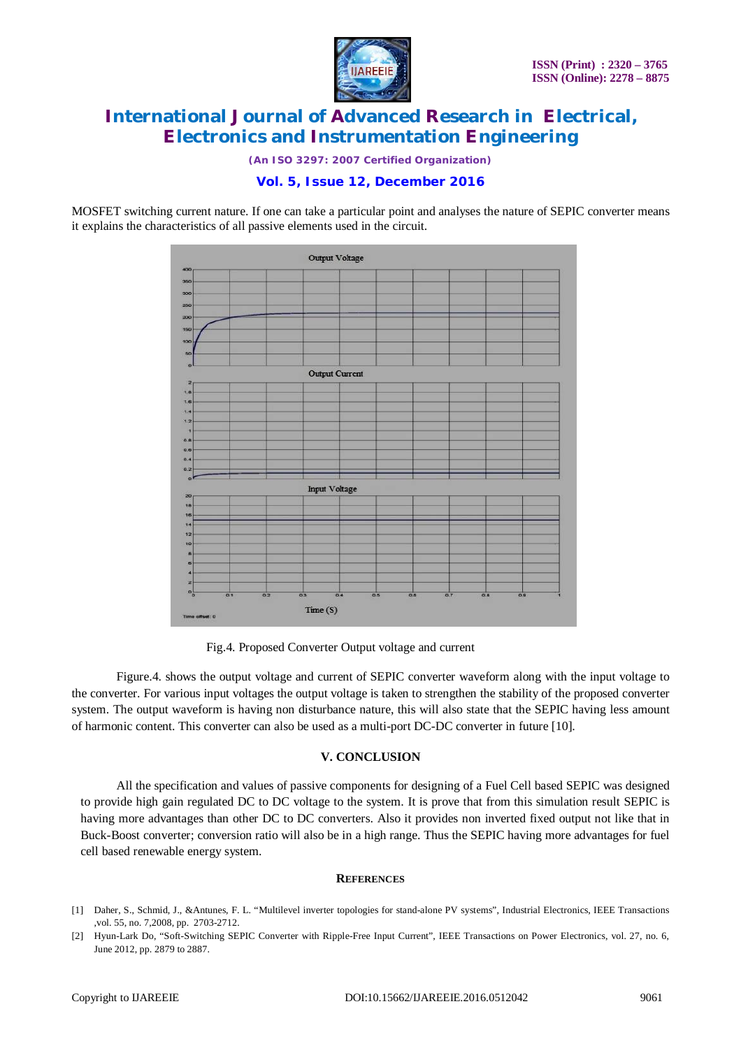MOSFET switching current nature. If one can take a particular point and analyses the nature of SEPIC converter means it explains the characteristics of all passive elements used in the circuit.

Fig.4. Proposed Converter Output voltage and current

Figure.4. shows the output voltage and current of SEPIC converter waveform along with the input voltage to the converter. For various input voltages the output voltage is taken to strengthen the stability of the proposed converter system. The output waveform is having non disturbance nature, this will also state that the SEPIC having less amount of harmonic content. This converter can also be used as a multi-port DC-DC converter in future [10].

## V. CONCLUSION

All the specification and values of passive components for designing of a Fuel Cell based SEPIC was designed to provide high gain regulated DC to DC voltage to the system. It is prove that from this simulation result SEPIC is having more advantages than other DC to DC converters. Also it provides non inverted fixed output not like that in Buck-Boost converter; conversion ratio will also be in a high range. Thus the SEPIC having more advantages for fuel cell based renewable energy system.

## REFERENCES

[1] Daher, S., Schmid, J., &Antunes, F. L. "Multilevel inverter topologies for stand-alone PV systems", Industrial Electronics, IEEE Transactions ,vol. 55, no. 7,2008, pp. 2703-2712.

[2] Hyun-Lark Do, "Soft-Switching SEPIC Converter with Ripple-Free Input Current", IEEE Transactions on Power Electronics, vol. 27, no. 6, June 2012, pp. 2879 to 2887.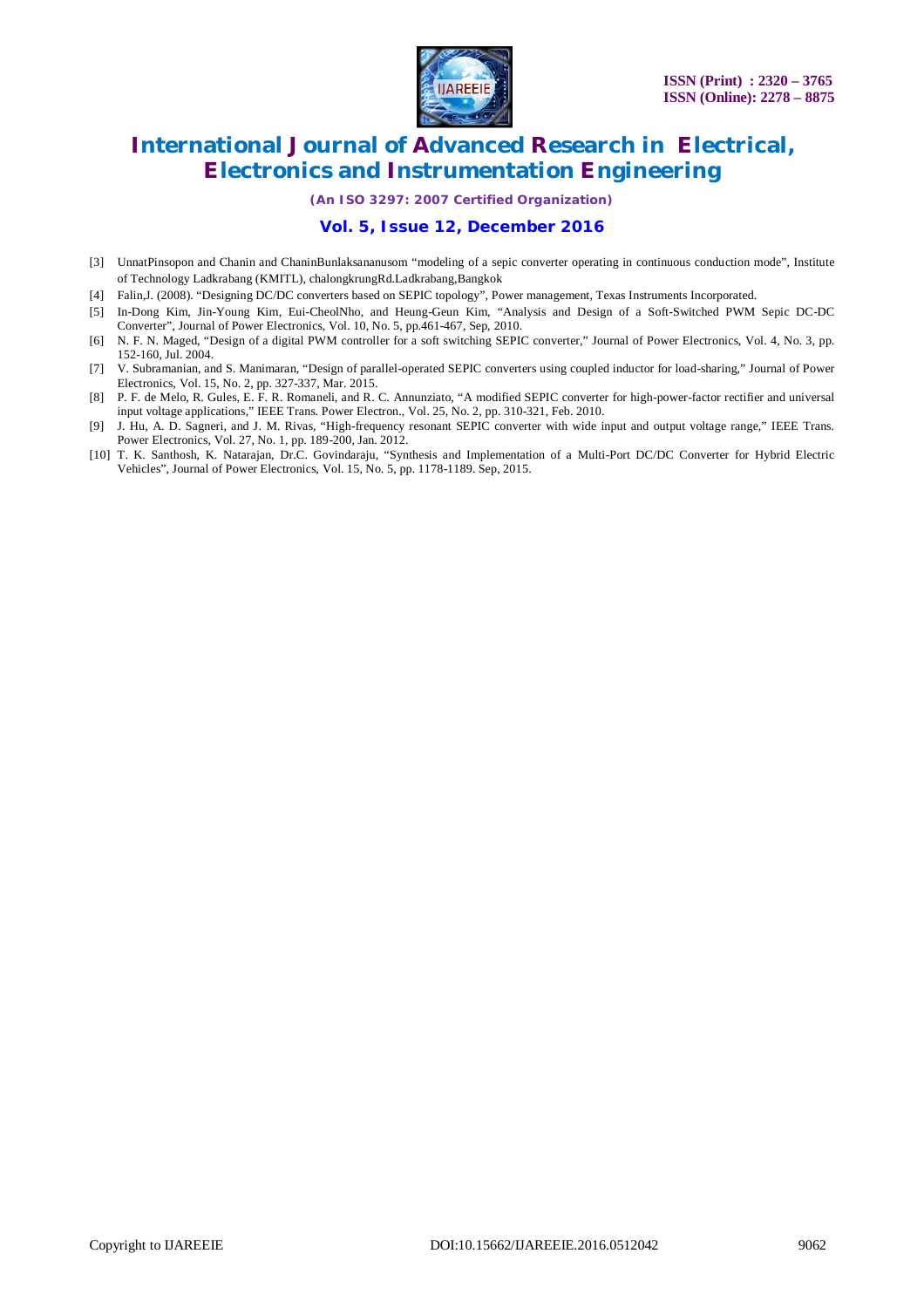[3] UnnatPinsopon and Chanin and ChaninBunlaksananusom "modeling of a sepic converter operating in continuous conduction mode", Institute of Technology Ladkrabang (KMITL), chalongkrungRd.Ladkrabang,Bangkok

[4] Falin,J. (2008). "Designing DC/DC converters based on SEPIC topology", Power management, Texas Instruments Incorporated.

[5] In-Dong Kim, Jin-Young Kim, Eui-CheolNho, and Heung-Geun Kim, "Analysis and Design of a Soft-Switched PWM Sepic DC-DC Converter", Journal of Power Electronics, Vol. 10, No. 5, pp.461-467, Sep, 2010.

[6] N. F. N. Maged, "Design of a digital PWM controller for a soft switching SEPIC converter," Journal of Power Electronics, Vol. 4, No. 3, pp. 152-160, Jul. 2004.

[7] V. Subramanian, and S. Manimaran, "Design of parallel-operated SEPIC converters using coupled inductor for load-sharing," Journal of Power Electronics, Vol. 15, No. 2, pp. 327-337, Mar. 2015.

[8] P. F. de Melo, R. Gules, E. F. R. Romaneli, and R. C. Annunziato, "A modified SEPIC converter for high-power-factor rectifier and universal input voltage applications," IEEE Trans. Power Electron., Vol. 25, No. 2, pp. 310-321, Feb. 2010.

[9] J. Hu, A. D. Sagneri, and J. M. Rivas, "High-frequency resonant SEPIC converter with wide input and output voltage range," IEEE Trans. Power Electronics, Vol. 27, No. 1, pp. 189-200, Jan. 2012.

[10] T. K. Santhosh, K. Natarajan, Dr.C. Govindaraju, "Synthesis and Implementation of a Multi-Port DC/DC Converter for Hybrid Electric Vehicles", Journal of Power Electronics, Vol. 15, No. 5, pp. 1178-1189. Sep, 2015.